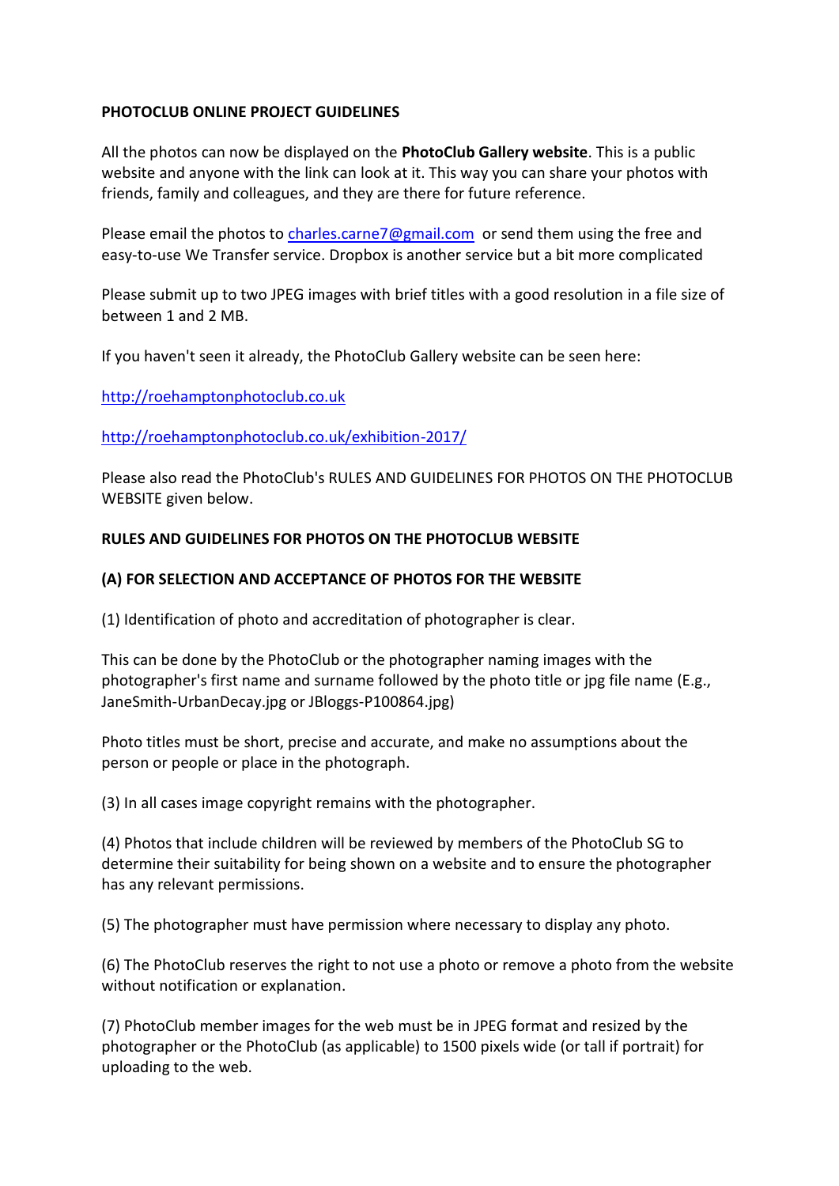**PHOTOCLUB ONLINE PROJECT GUIDELINES**

All the photos can now be displayed on the **PhotoClub Gallery website**. This is a public website and anyone with the link can look at it. This way you can share your photos with friends, family and colleagues, and they are there for future reference.

Please email the photos to charles.carne7@gmail.com or send them using the free and easy-to-use We Transfer service. Dropbox is another service but a bit more complicated

Please submit up to two JPEG images with brief titles with a good resolution in a file size of between 1 and 2 MB.

If you haven't seen it already, the PhotoClub Gallery website can be seen here:

http://roehamptonphotoclub.co.uk

http://roehamptonphotoclub.co.uk/exhibition-2017/

Please also read the PhotoClub's RULES AND GUIDELINES FOR PHOTOS ON THE PHOTOCLUB WEBSITE given below.

**RULES AND GUIDELINES FOR PHOTOS ON THE PHOTOCLUB WEBSITE**

**(A) FOR SELECTION AND ACCEPTANCE OF PHOTOS FOR THE WEBSITE**

(1) Identification of photo and accreditation of photographer is clear.

This can be done by the PhotoClub or the photographer naming images with the photographer's first name and surname followed by the photo title or jpg file name (E.g., JaneSmith-UrbanDecay.jpg or JBloggs-P100864.jpg)

Photo titles must be short, precise and accurate, and make no assumptions about the person or people or place in the photograph.

(3) In all cases image copyright remains with the photographer.

(4) Photos that include children will be reviewed by members of the PhotoClub SG to determine their suitability for being shown on a website and to ensure the photographer has any relevant permissions.

(5) The photographer must have permission where necessary to display any photo.

(6) The PhotoClub reserves the right to not use a photo or remove a photo from the website without notification or explanation.

(7) PhotoClub member images for the web must be in JPEG format and resized by the photographer or the PhotoClub (as applicable) to 1500 pixels wide (or tall if portrait) for uploading to the web.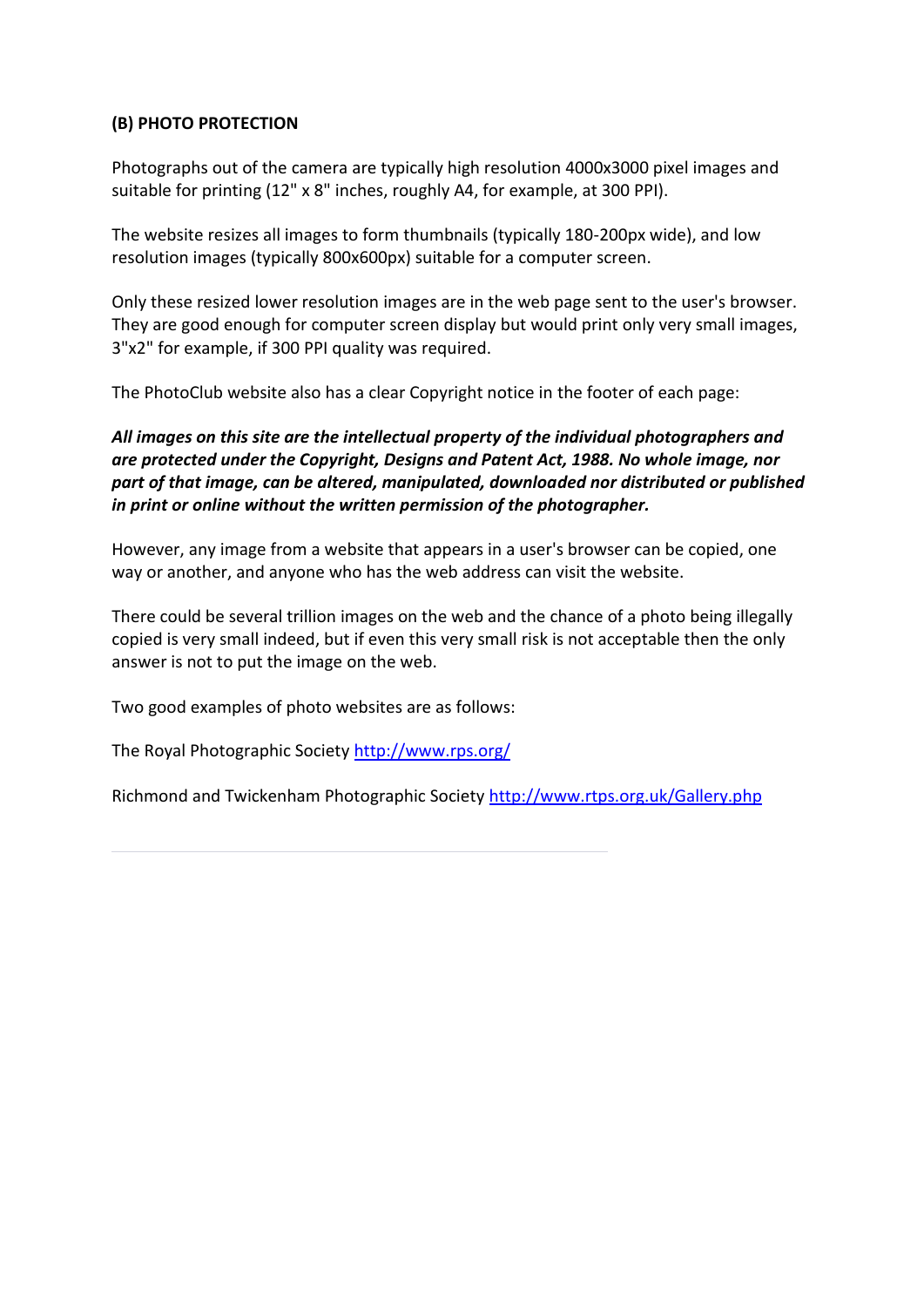**(B) PHOTO PROTECTION**

Photographs out of the camera are typically high resolution 4000x3000 pixel images and suitable for printing (12" x 8" inches, roughly A4, for example, at 300 PPI).

The website resizes all images to form thumbnails (typically 180-200px wide), and low resolution images (typically 800x600px) suitable for a computer screen.

Only these resized lower resolution images are in the web page sent to the user's browser. They are good enough for computer screen display but would print only very small images, 3"x2" for example, if 300 PPI quality was required.

The PhotoClub website also has a clear Copyright notice in the footer of each page:

***All images on this site are the intellectual property of the individual photographers and are protected under the Copyright, Designs and Patent Act, 1988. No whole image, nor part of that image, can be altered, manipulated, downloaded nor distributed or published in print or online without the written permission of the photographer.***

However, any image from a website that appears in a user's browser can be copied, one way or another, and anyone who has the web address can visit the website.

There could be several trillion images on the web and the chance of a photo being illegally copied is very small indeed, but if even this very small risk is not acceptable then the only answer is not to put the image on the web.

Two good examples of photo websites are as follows:

The Royal Photographic Society [http://www.rps.org/](http://www.rps.org/)

Richmond and Twickenham Photographic Society [http://www.rtps.org.uk/Gallery.php](http://www.rtps.org.uk/Gallery.php)